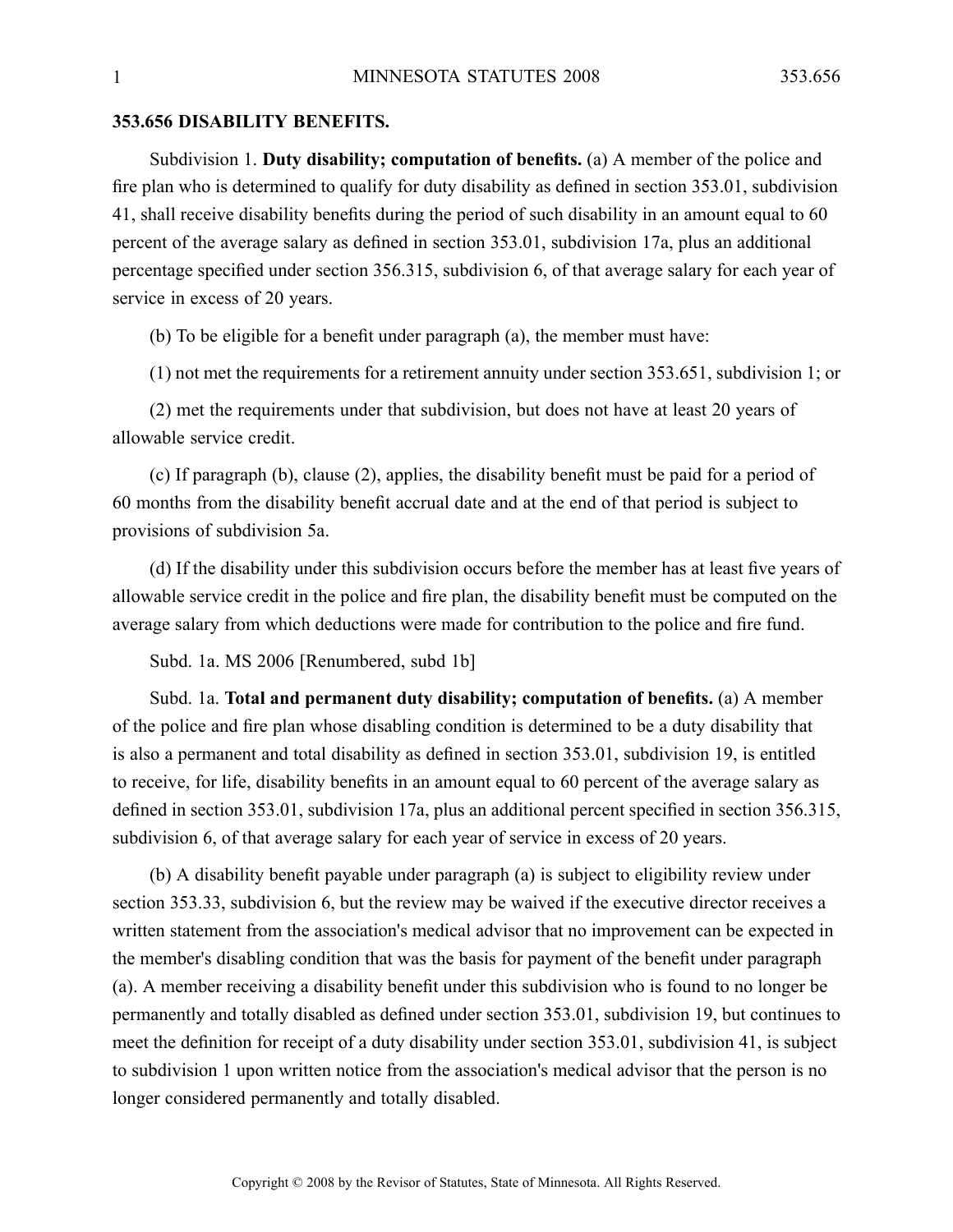## 353.656 DISABILITY BENEFITS.

Subdivision 1. **Duty disability; computation of benefits.** (a) A member of the police and fire plan who is determined to qualify for duty disability as defined in section 353.01, subdivision 41, shall receive disability benefits during the period of such disability in an amount equal to 60 percent of the average salary as defined in section 353.01, subdivision 17a, plus an additional percentage specified under section 356.315, subdivision 6, of that average salary for each year of service in excess of 20 years.

(b) To be eligible for a benefit under paragraph (a), the member must have:

(1) not met the requirements for a retirement annuity under section 353.651, subdivision 1; or

(2) met the requirements under that subdivision, but does not have at least 20 years of allowable service credit.

(c) If paragraph (b), clause (2), applies, the disability benefit must be paid for a period of 60 months from the disability benefit accrual date and at the end of that period is subject to provisions of subdivision 5a.

(d) If the disability under this subdivision occurs before the member has at least five years of allowable service credit in the police and fire plan, the disability benefit must be computed on the average salary from which deductions were made for contribution to the police and fire fund.

Subd. 1a. MS 2006 [Renumbered, subd 1b]

Subd. 1a. **Total and permanent duty disability; computation of benefits.** (a) A member of the police and fire plan whose disabling condition is determined to be a duty disability that is also a permanent and total disability as defined in section 353.01, subdivision 19, is entitled to receive, for life, disability benefits in an amount equal to 60 percent of the average salary as defined in section 353.01, subdivision 17a, plus an additional percent specified in section 356.315, subdivision 6, of that average salary for each year of service in excess of 20 years.

(b) A disability benefit payable under paragraph (a) is subject to eligibility review under section 353.33, subdivision 6, but the review may be waived if the executive director receives a written statement from the association's medical advisor that no improvement can be expected in the member's disabling condition that was the basis for payment of the benefit under paragraph (a). A member receiving a disability benefit under this subdivision who is found to no longer be permanently and totally disabled as defined under section 353.01, subdivision 19, but continues to meet the definition for receipt of a duty disability under section 353.01, subdivision 41, is subject to subdivision 1 upon written notice from the association's medical advisor that the person is no longer considered permanently and totally disabled.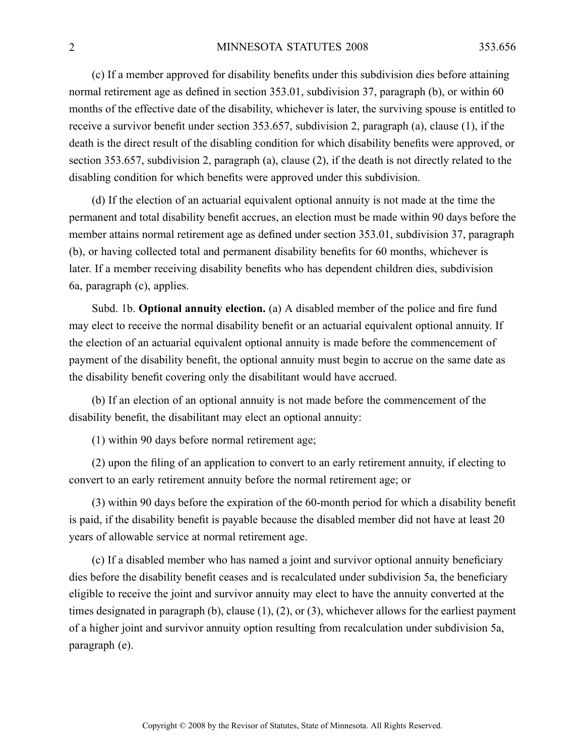(c) If a member approved for disability benefits under this subdivision dies before attaining normal retirement age as defined in section 353.01, subdivision 37, paragraph (b), or within 60 months of the effective date of the disability, whichever is later, the surviving spouse is entitled to receive a survivor benefit under section 353.657, subdivision 2, paragraph (a), clause (1), if the death is the direct result of the disabling condition for which disability benefits were approved, or section 353.657, subdivision 2, paragraph (a), clause (2), if the death is not directly related to the disabling condition for which benefits were approved under this subdivision.

(d) If the election of an actuarial equivalent optional annuity is not made at the time the permanent and total disability benefit accrues, an election must be made within 90 days before the member attains normal retirement age as defined under section 353.01, subdivision 37, paragraph (b), or having collected total and permanent disability benefits for 60 months, whichever is later. If a member receiving disability benefits who has dependent children dies, subdivision 6a, paragraph (c), applies.

Subd. 1b. **Optional annuity election.** (a) A disabled member of the police and fire fund may elect to receive the normal disability benefit or an actuarial equivalent optional annuity. If the election of an actuarial equivalent optional annuity is made before the commencement of payment of the disability benefit, the optional annuity must begin to accrue on the same date as the disability benefit covering only the disabilitant would have accrued.

(b) If an election of an optional annuity is not made before the commencement of the disability benefit, the disabilitant may elect an optional annuity:

(1) within 90 days before normal retirement age;

(2) upon the filing of an application to convert to an early retirement annuity, if electing to convert to an early retirement annuity before the normal retirement age; or

(3) within 90 days before the expiration of the 60-month period for which a disability benefit is paid, if the disability benefit is payable because the disabled member did not have at least 20 years of allowable service at normal retirement age.

(c) If a disabled member who has named a joint and survivor optional annuity beneficiary dies before the disability benefit ceases and is recalculated under subdivision 5a, the beneficiary eligible to receive the joint and survivor annuity may elect to have the annuity converted at the times designated in paragraph (b), clause (1), (2), or (3), whichever allows for the earliest payment of a higher joint and survivor annuity option resulting from recalculation under subdivision 5a, paragraph (e).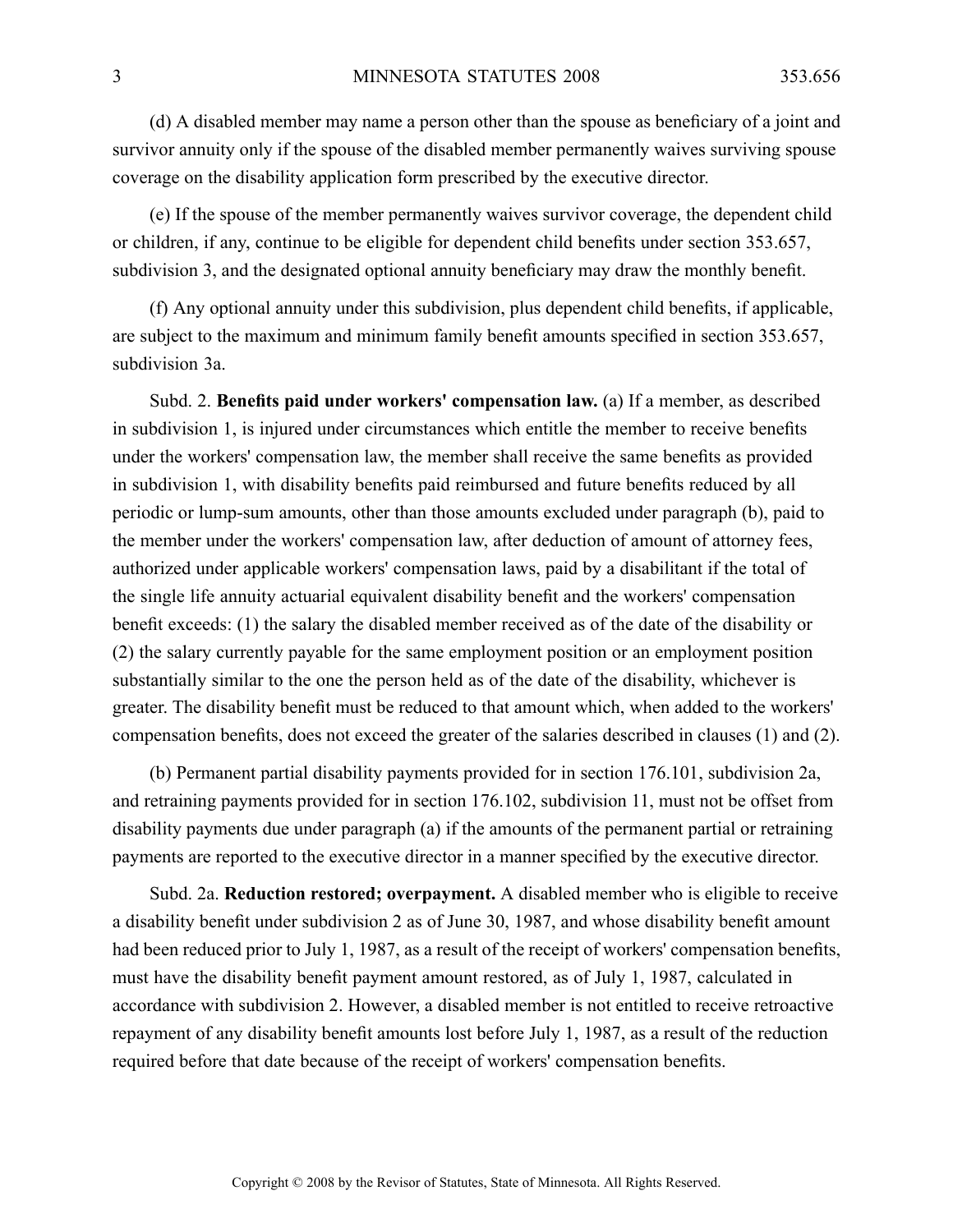(d) A disabled member may name a person other than the spouse as beneficiary of a joint and survivor annuity only if the spouse of the disabled member permanently waives surviving spouse coverage on the disability application form prescribed by the executive director.

(e) If the spouse of the member permanently waives survivor coverage, the dependent child or children, if any, continue to be eligible for dependent child benefits under section 353.657, subdivision 3, and the designated optional annuity beneficiary may draw the monthly benefit.

(f) Any optional annuity under this subdivision, plus dependent child benefits, if applicable, are subject to the maximum and minimum family benefit amounts specified in section 353.657, subdivision 3a.

Subd. 2. **Benefits paid under workers' compensation law.** (a) If a member, as described in subdivision 1, is injured under circumstances which entitle the member to receive benefits under the workers' compensation law, the member shall receive the same benefits as provided in subdivision 1, with disability benefits paid reimbursed and future benefits reduced by all periodic or lump-sum amounts, other than those amounts excluded under paragraph (b), paid to the member under the workers' compensation law, after deduction of amount of attorney fees, authorized under applicable workers' compensation laws, paid by a disabilitant if the total of the single life annuity actuarial equivalent disability benefit and the workers' compensation benefit exceeds: (1) the salary the disabled member received as of the date of the disability or (2) the salary currently payable for the same employment position or an employment position substantially similar to the one the person held as of the date of the disability, whichever is greater. The disability benefit must be reduced to that amount which, when added to the workers' compensation benefits, does not exceed the greater of the salaries described in clauses (1) and (2).

(b) Permanent partial disability payments provided for in section 176.101, subdivision 2a, and retraining payments provided for in section 176.102, subdivision 11, must not be offset from disability payments due under paragraph (a) if the amounts of the permanent partial or retraining payments are reported to the executive director in a manner specified by the executive director.

Subd. 2a. **Reduction restored; overpayment.** A disabled member who is eligible to receive a disability benefit under subdivision 2 as of June 30, 1987, and whose disability benefit amount had been reduced prior to July 1, 1987, as a result of the receipt of workers' compensation benefits, must have the disability benefit payment amount restored, as of July 1, 1987, calculated in accordance with subdivision 2. However, a disabled member is not entitled to receive retroactive repayment of any disability benefit amounts lost before July 1, 1987, as a result of the reduction required before that date because of the receipt of workers' compensation benefits.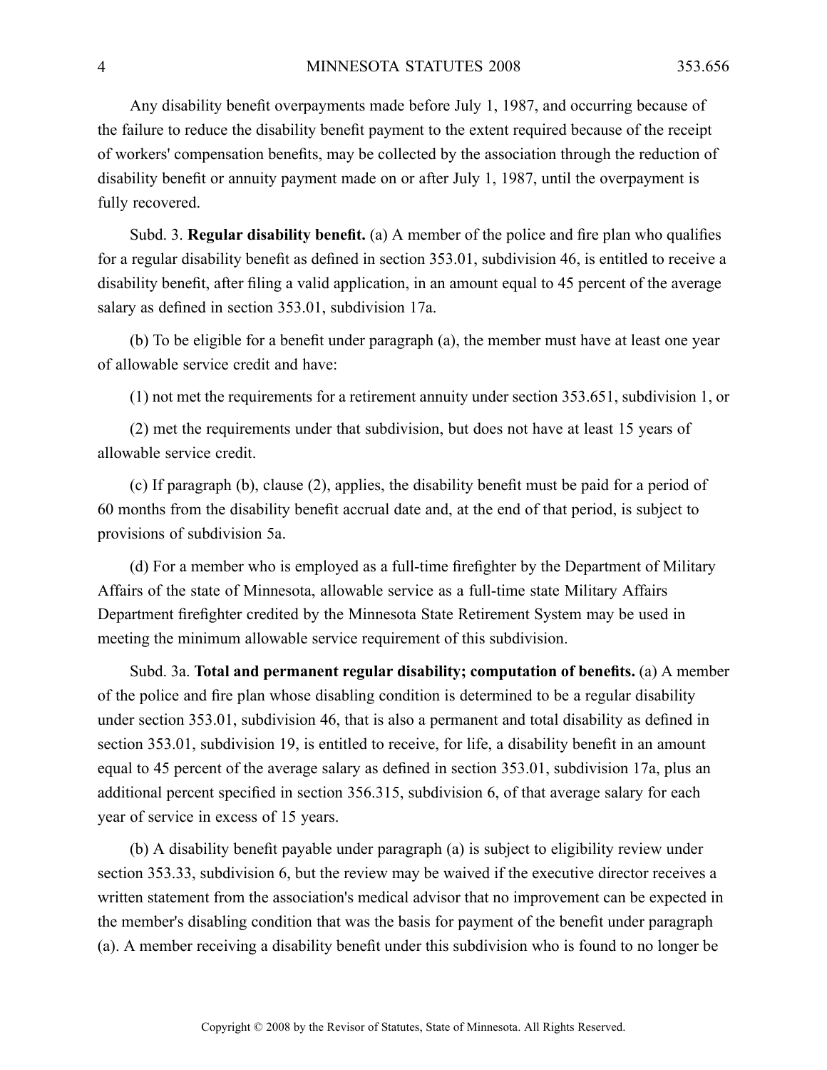Any disability benefit overpayments made before July 1, 1987, and occurring because of the failure to reduce the disability benefit payment to the extent required because of the receipt of workers' compensation benefits, may be collected by the association through the reduction of disability benefit or annuity payment made on or after July 1, 1987, until the overpayment is fully recovered.

Subd. 3. **Regular disability benefit.** (a) A member of the police and fire plan who qualifies for a regular disability benefit as defined in section 353.01, subdivision 46, is entitled to receive a disability benefit, after filing a valid application, in an amount equal to 45 percent of the average salary as defined in section 353.01, subdivision 17a.

(b) To be eligible for a benefit under paragraph (a), the member must have at least one year of allowable service credit and have:

(1) not met the requirements for a retirement annuity under section 353.651, subdivision 1, or

(2) met the requirements under that subdivision, but does not have at least 15 years of allowable service credit.

(c) If paragraph (b), clause (2), applies, the disability benefit must be paid for a period of 60 months from the disability benefit accrual date and, at the end of that period, is subject to provisions of subdivision 5a.

(d) For a member who is employed as a full-time firefighter by the Department of Military Affairs of the state of Minnesota, allowable service as a full-time state Military Affairs Department firefighter credited by the Minnesota State Retirement System may be used in meeting the minimum allowable service requirement of this subdivision.

Subd. 3a. **Total and permanent regular disability; computation of benefits.** (a) A member of the police and fire plan whose disabling condition is determined to be a regular disability under section 353.01, subdivision 46, that is also a permanent and total disability as defined in section 353.01, subdivision 19, is entitled to receive, for life, a disability benefit in an amount equal to 45 percent of the average salary as defined in section 353.01, subdivision 17a, plus an additional percent specified in section 356.315, subdivision 6, of that average salary for each year of service in excess of 15 years.

(b) A disability benefit payable under paragraph (a) is subject to eligibility review under section 353.33, subdivision 6, but the review may be waived if the executive director receives a written statement from the association's medical advisor that no improvement can be expected in the member's disabling condition that was the basis for payment of the benefit under paragraph (a). A member receiving a disability benefit under this subdivision who is found to no longer be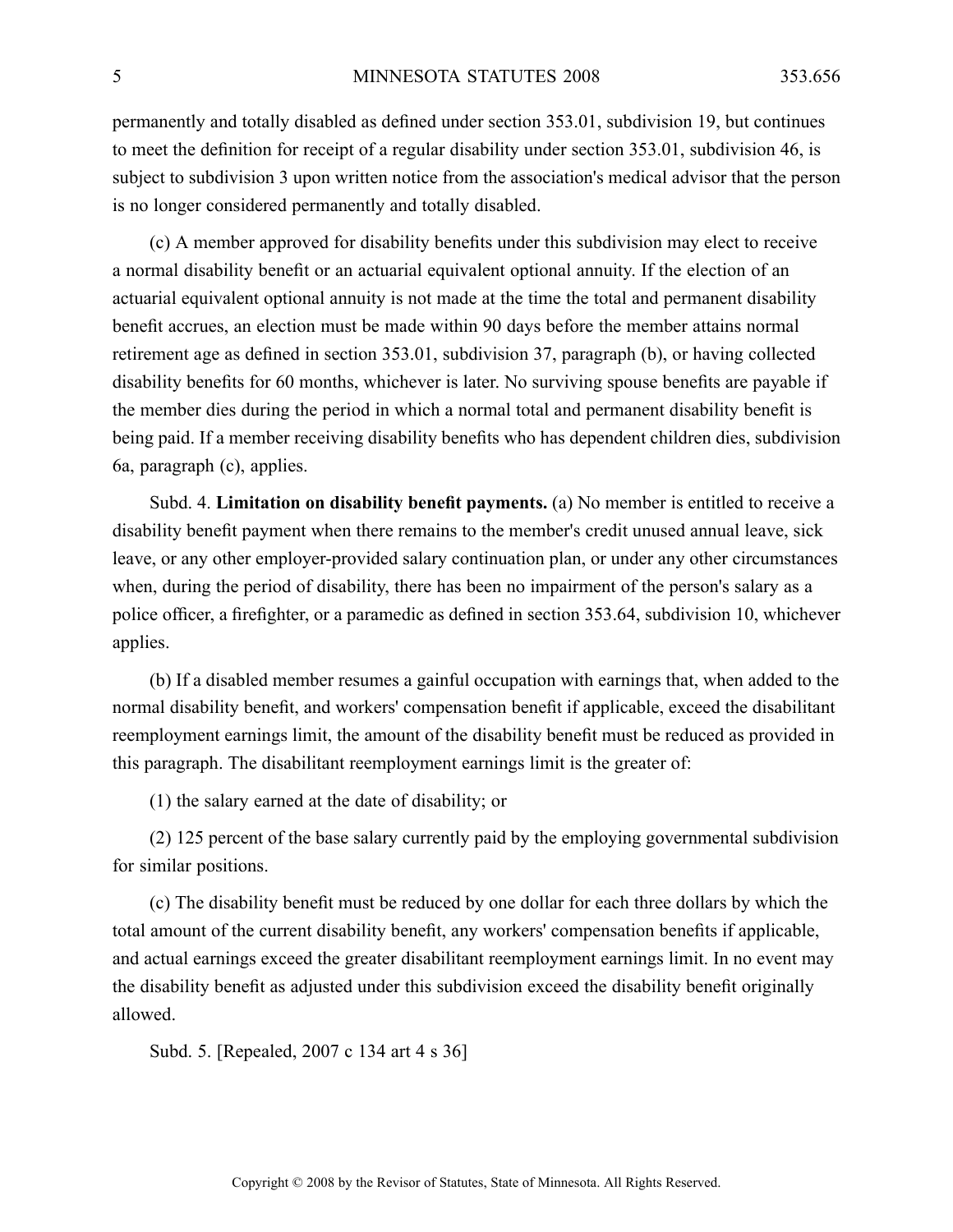permanently and totally disabled as defined under section 353.01, subdivision 19, but continues to meet the definition for receipt of a regular disability under section 353.01, subdivision 46, is subject to subdivision 3 upon written notice from the association's medical advisor that the person is no longer considered permanently and totally disabled.

(c) A member approved for disability benefits under this subdivision may elect to receive a normal disability benefit or an actuarial equivalent optional annuity. If the election of an actuarial equivalent optional annuity is not made at the time the total and permanent disability benefit accrues, an election must be made within 90 days before the member attains normal retirement age as defined in section 353.01, subdivision 37, paragraph (b), or having collected disability benefits for 60 months, whichever is later. No surviving spouse benefits are payable if the member dies during the period in which a normal total and permanent disability benefit is being paid. If a member receiving disability benefits who has dependent children dies, subdivision 6a, paragraph (c), applies.

Subd. 4. **Limitation on disability benefit payments.** (a) No member is entitled to receive a disability benefit payment when there remains to the member's credit unused annual leave, sick leave, or any other employer-provided salary continuation plan, or under any other circumstances when, during the period of disability, there has been no impairment of the person's salary as a police officer, a firefighter, or a paramedic as defined in section 353.64, subdivision 10, whichever applies.

(b) If a disabled member resumes a gainful occupation with earnings that, when added to the normal disability benefit, and workers' compensation benefit if applicable, exceed the disabilitant reemployment earnings limit, the amount of the disability benefit must be reduced as provided in this paragraph. The disabilitant reemployment earnings limit is the greater of:

(1) the salary earned at the date of disability; or

(2) 125 percent of the base salary currently paid by the employing governmental subdivision for similar positions.

(c) The disability benefit must be reduced by one dollar for each three dollars by which the total amount of the current disability benefit, any workers' compensation benefits if applicable, and actual earnings exceed the greater disabilitant reemployment earnings limit. In no event may the disability benefit as adjusted under this subdivision exceed the disability benefit originally allowed.

Subd. 5. [Repealed, 2007 c 134 art 4 s 36]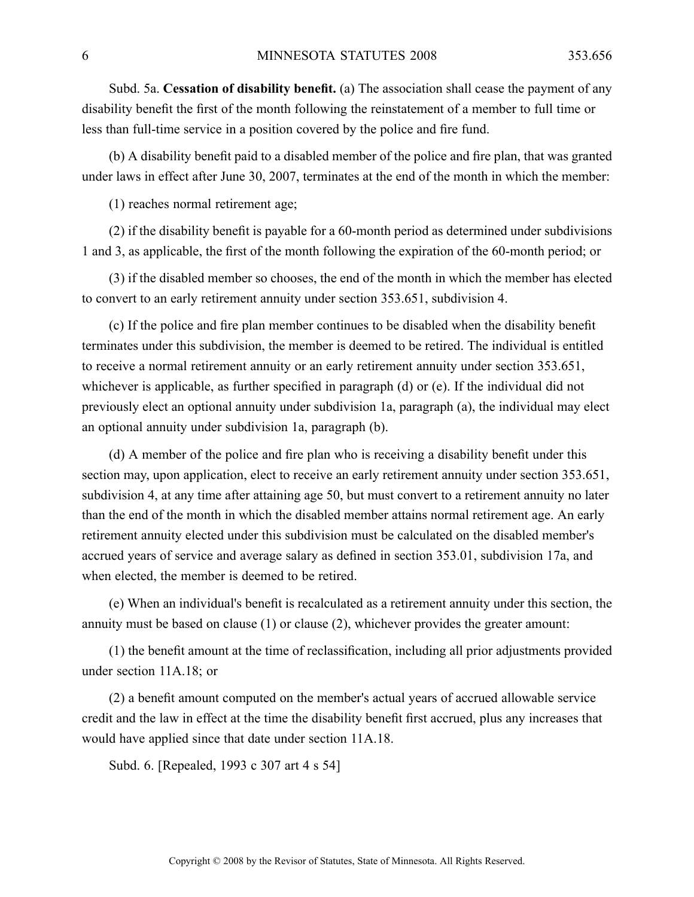Subd. 5a. **Cessation of disability benefit.** (a) The association shall cease the payment of any disability benefit the first of the month following the reinstatement of a member to full time or less than full-time service in a position covered by the police and fire fund.

(b) A disability benefit paid to a disabled member of the police and fire plan, that was granted under laws in effect after June 30, 2007, terminates at the end of the month in which the member:

(1) reaches normal retirement age;

(2) if the disability benefit is payable for a 60-month period as determined under subdivisions 1 and 3, as applicable, the first of the month following the expiration of the 60-month period; or

(3) if the disabled member so chooses, the end of the month in which the member has elected to convert to an early retirement annuity under section 353.651, subdivision 4.

(c) If the police and fire plan member continues to be disabled when the disability benefit terminates under this subdivision, the member is deemed to be retired. The individual is entitled to receive a normal retirement annuity or an early retirement annuity under section 353.651, whichever is applicable, as further specified in paragraph (d) or (e). If the individual did not previously elect an optional annuity under subdivision 1a, paragraph (a), the individual may elect an optional annuity under subdivision 1a, paragraph (b).

(d) A member of the police and fire plan who is receiving a disability benefit under this section may, upon application, elect to receive an early retirement annuity under section 353.651, subdivision 4, at any time after attaining age 50, but must convert to a retirement annuity no later than the end of the month in which the disabled member attains normal retirement age. An early retirement annuity elected under this subdivision must be calculated on the disabled member's accrued years of service and average salary as defined in section 353.01, subdivision 17a, and when elected, the member is deemed to be retired.

(e) When an individual's benefit is recalculated as a retirement annuity under this section, the annuity must be based on clause (1) or clause (2), whichever provides the greater amount:

(1) the benefit amount at the time of reclassification, including all prior adjustments provided under section 11A.18; or

(2) a benefit amount computed on the member's actual years of accrued allowable service credit and the law in effect at the time the disability benefit first accrued, plus any increases that would have applied since that date under section 11A.18.

Subd. 6. [Repealed, 1993 c 307 art 4 s 54]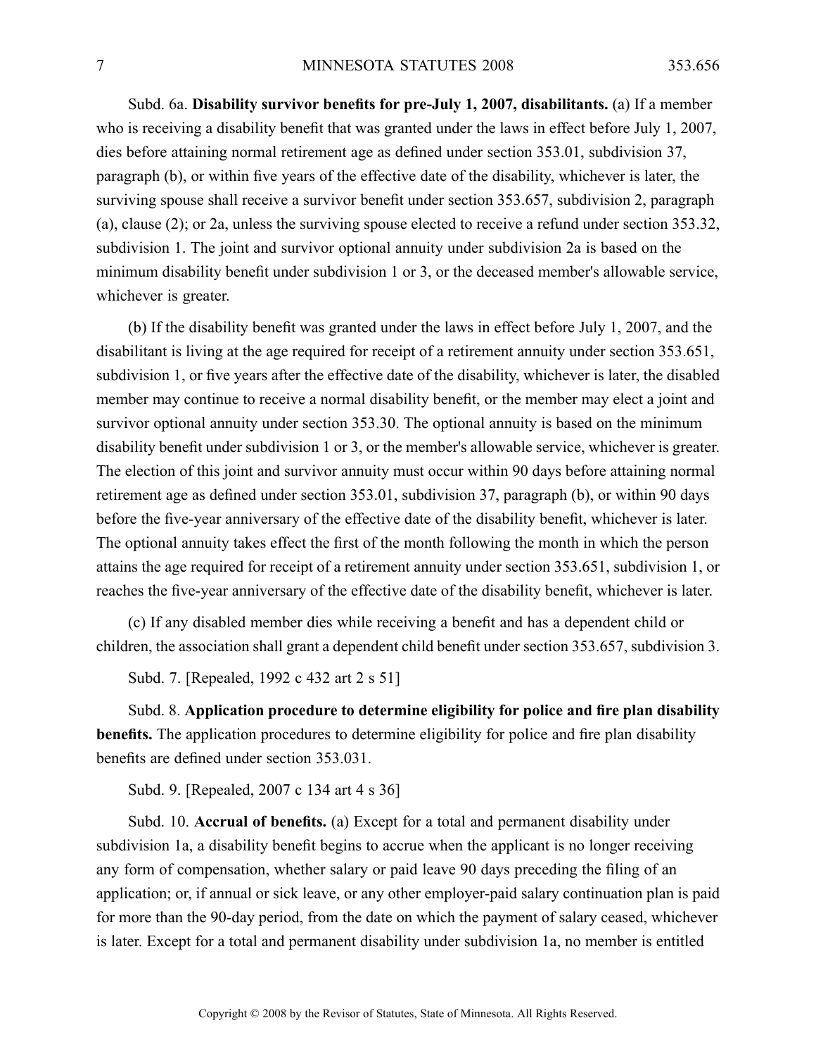Subd. 6a. **Disability survivor benefits for pre-July 1, 2007, disabilitants.** (a) If a member who is receiving a disability benefit that was granted under the laws in effect before July 1, 2007, dies before attaining normal retirement age as defined under section 353.01, subdivision 37, paragraph (b), or within five years of the effective date of the disability, whichever is later, the surviving spouse shall receive a survivor benefit under section 353.657, subdivision 2, paragraph (a), clause (2); or 2a, unless the surviving spouse elected to receive a refund under section 353.32, subdivision 1. The joint and survivor optional annuity under subdivision 2a is based on the minimum disability benefit under subdivision 1 or 3, or the deceased member's allowable service, whichever is greater.

(b) If the disability benefit was granted under the laws in effect before July 1, 2007, and the disabilitant is living at the age required for receipt of a retirement annuity under section 353.651, subdivision 1, or five years after the effective date of the disability, whichever is later, the disabled member may continue to receive a normal disability benefit, or the member may elect a joint and survivor optional annuity under section 353.30. The optional annuity is based on the minimum disability benefit under subdivision 1 or 3, or the member's allowable service, whichever is greater. The election of this joint and survivor annuity must occur within 90 days before attaining normal retirement age as defined under section 353.01, subdivision 37, paragraph (b), or within 90 days before the five-year anniversary of the effective date of the disability benefit, whichever is later. The optional annuity takes effect the first of the month following the month in which the person attains the age required for receipt of a retirement annuity under section 353.651, subdivision 1, or reaches the five-year anniversary of the effective date of the disability benefit, whichever is later.

(c) If any disabled member dies while receiving a benefit and has a dependent child or children, the association shall grant a dependent child benefit under section 353.657, subdivision 3.

Subd. 7. [Repealed, 1992 c 432 art 2 s 51]

Subd. 8. **Application procedure to determine eligibility for police and fire plan disability benefits.** The application procedures to determine eligibility for police and fire plan disability benefits are defined under section 353.031.

Subd. 9. [Repealed, 2007 c 134 art 4 s 36]

Subd. 10. **Accrual of benefits.** (a) Except for a total and permanent disability under subdivision 1a, a disability benefit begins to accrue when the applicant is no longer receiving any form of compensation, whether salary or paid leave 90 days preceding the filing of an application; or, if annual or sick leave, or any other employer-paid salary continuation plan is paid for more than the 90-day period, from the date on which the payment of salary ceased, whichever is later. Except for a total and permanent disability under subdivision 1a, no member is entitled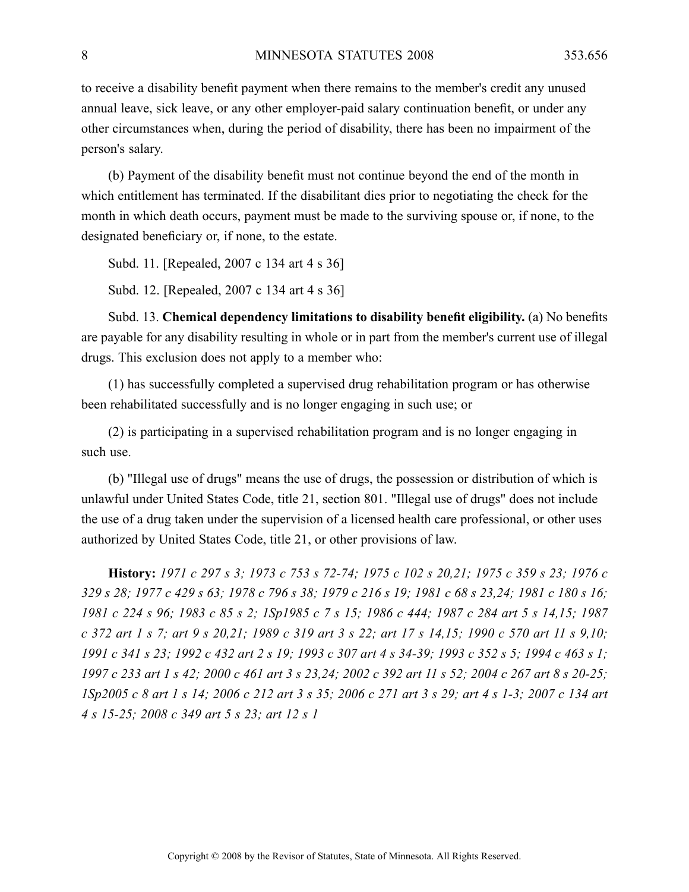to receive a disability benefit payment when there remains to the member's credit any unused annual leave, sick leave, or any other employer-paid salary continuation benefit, or under any other circumstances when, during the period of disability, there has been no impairment of the person's salary.

(b) Payment of the disability benefit must not continue beyond the end of the month in which entitlement has terminated. If the disabilitant dies prior to negotiating the check for the month in which death occurs, payment must be made to the surviving spouse or, if none, to the designated beneficiary or, if none, to the estate.

Subd. 11. [Repealed, 2007 c 134 art 4 s 36]

Subd. 12. [Repealed, 2007 c 134 art 4 s 36]

Subd. 13. **Chemical dependency limitations to disability benefit eligibility.** (a) No benefits are payable for any disability resulting in whole or in part from the member's current use of illegal drugs. This exclusion does not apply to a member who:

(1) has successfully completed a supervised drug rehabilitation program or has otherwise been rehabilitated successfully and is no longer engaging in such use; or

(2) is participating in a supervised rehabilitation program and is no longer engaging in such use.

(b) "Illegal use of drugs" means the use of drugs, the possession or distribution of which is unlawful under United States Code, title 21, section 801. "Illegal use of drugs" does not include the use of a drug taken under the supervision of a licensed health care professional, or other uses authorized by United States Code, title 21, or other provisions of law.

**History:** *1971 c 297 s 3; 1973 c 753 s 72-74; 1975 c 102 s 20,21; 1975 c 359 s 23; 1976 c 329 s 28; 1977 c 429 s 63; 1978 c 796 s 38; 1979 c 216 s 19; 1981 c 68 s 23,24; 1981 c 180 s 16; 1981 c 224 s 96; 1983 c 85 s 2; 1Sp1985 c 7 s 15; 1986 c 444; 1987 c 284 art 5 s 14,15; 1987 c 372 art 1 s 7; art 9 s 20,21; 1989 c 319 art 3 s 22; art 17 s 14,15; 1990 c 570 art 11 s 9,10; 1991 c 341 s 23; 1992 c 432 art 2 s 19; 1993 c 307 art 4 s 34-39; 1993 c 352 s 5; 1994 c 463 s 1; 1997 c 233 art 1 s 42; 2000 c 461 art 3 s 23,24; 2002 c 392 art 11 s 52; 2004 c 267 art 8 s 20-25; 1Sp2005 c 8 art 1 s 14; 2006 c 212 art 3 s 35; 2006 c 271 art 3 s 29; art 4 s 1-3; 2007 c 134 art 4 s 15-25; 2008 c 349 art 5 s 23; art 12 s 1*